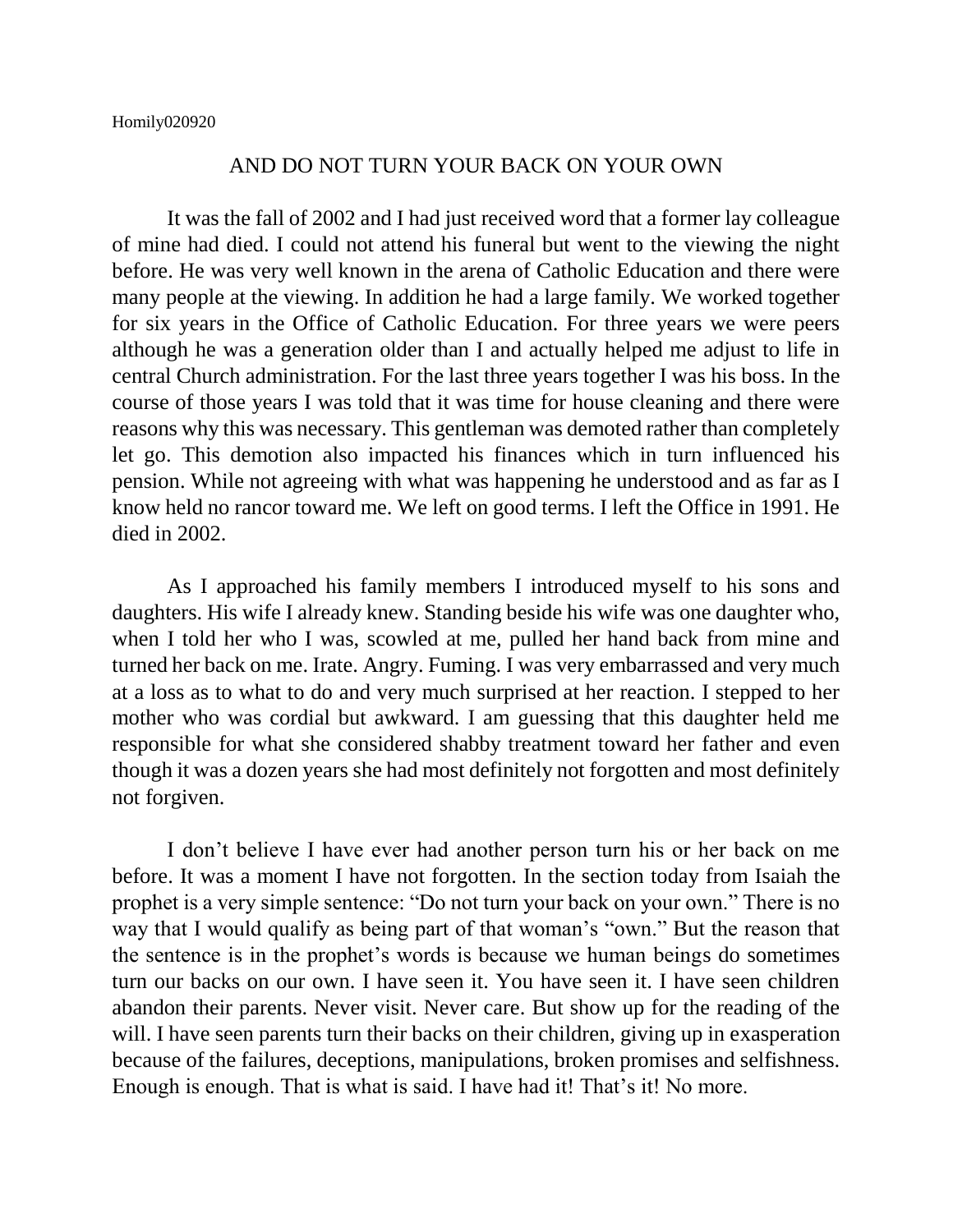Homily020920

# AND DO NOT TURN YOUR BACK ON YOUR OWN

It was the fall of 2002 and I had just received word that a former lay colleague of mine had died. I could not attend his funeral but went to the viewing the night before. He was very well known in the arena of Catholic Education and there were many people at the viewing. In addition he had a large family. We worked together for six years in the Office of Catholic Education. For three years we were peers although he was a generation older than I and actually helped me adjust to life in central Church administration. For the last three years together I was his boss. In the course of those years I was told that it was time for house cleaning and there were reasons why this was necessary. This gentleman was demoted rather than completely let go. This demotion also impacted his finances which in turn influenced his pension. While not agreeing with what was happening he understood and as far as I know held no rancor toward me. We left on good terms. I left the Office in 1991. He died in 2002.

As I approached his family members I introduced myself to his sons and daughters. His wife I already knew. Standing beside his wife was one daughter who, when I told her who I was, scowled at me, pulled her hand back from mine and turned her back on me. Irate. Angry. Fuming. I was very embarrassed and very much at a loss as to what to do and very much surprised at her reaction. I stepped to her mother who was cordial but awkward. I am guessing that this daughter held me responsible for what she considered shabby treatment toward her father and even though it was a dozen years she had most definitely not forgotten and most definitely not forgiven.

I don't believe I have ever had another person turn his or her back on me before. It was a moment I have not forgotten. In the section today from Isaiah the prophet is a very simple sentence: "Do not turn your back on your own." There is no way that I would qualify as being part of that woman's "own." But the reason that the sentence is in the prophet's words is because we human beings do sometimes turn our backs on our own. I have seen it. You have seen it. I have seen children abandon their parents. Never visit. Never care. But show up for the reading of the will. I have seen parents turn their backs on their children, giving up in exasperation because of the failures, deceptions, manipulations, broken promises and selfishness. Enough is enough. That is what is said. I have had it! That's it! No more.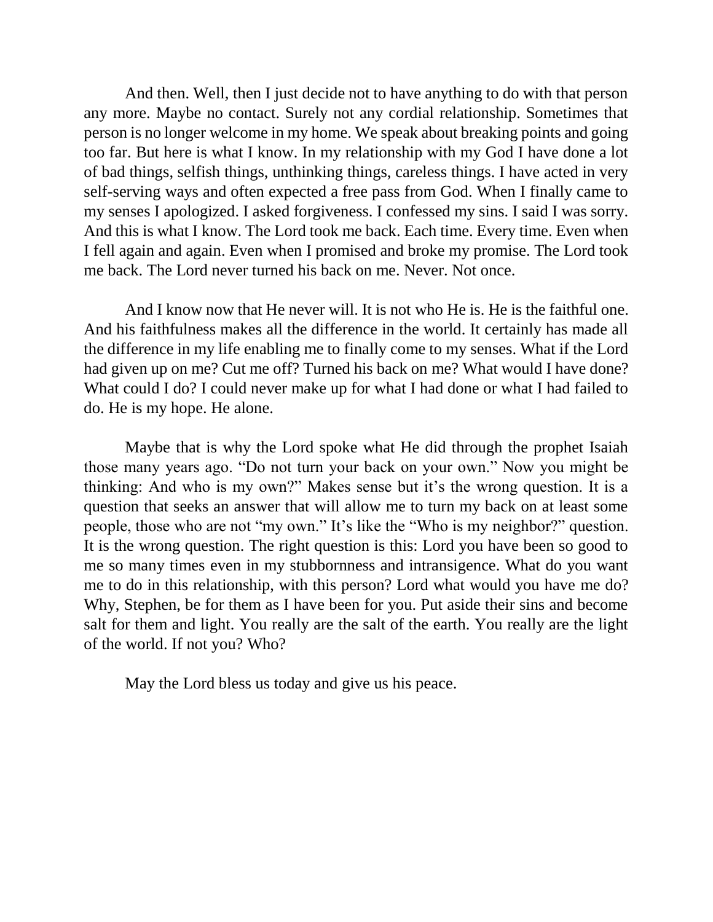And then. Well, then I just decide not to have anything to do with that person any more. Maybe no contact. Surely not any cordial relationship. Sometimes that person is no longer welcome in my home. We speak about breaking points and going too far. But here is what I know. In my relationship with my God I have done a lot of bad things, selfish things, unthinking things, careless things. I have acted in very self-serving ways and often expected a free pass from God. When I finally came to my senses I apologized. I asked forgiveness. I confessed my sins. I said I was sorry. And this is what I know. The Lord took me back. Each time. Every time. Even when I fell again and again. Even when I promised and broke my promise. The Lord took me back. The Lord never turned his back on me. Never. Not once.

And I know now that He never will. It is not who He is. He is the faithful one. And his faithfulness makes all the difference in the world. It certainly has made all the difference in my life enabling me to finally come to my senses. What if the Lord had given up on me? Cut me off? Turned his back on me? What would I have done? What could I do? I could never make up for what I had done or what I had failed to do. He is my hope. He alone.

Maybe that is why the Lord spoke what He did through the prophet Isaiah those many years ago. "Do not turn your back on your own." Now you might be thinking: And who is my own?" Makes sense but it's the wrong question. It is a question that seeks an answer that will allow me to turn my back on at least some people, those who are not "my own." It's like the "Who is my neighbor?" question. It is the wrong question. The right question is this: Lord you have been so good to me so many times even in my stubbornness and intransigence. What do you want me to do in this relationship, with this person? Lord what would you have me do? Why, Stephen, be for them as I have been for you. Put aside their sins and become salt for them and light. You really are the salt of the earth. You really are the light of the world. If not you? Who?

May the Lord bless us today and give us his peace.